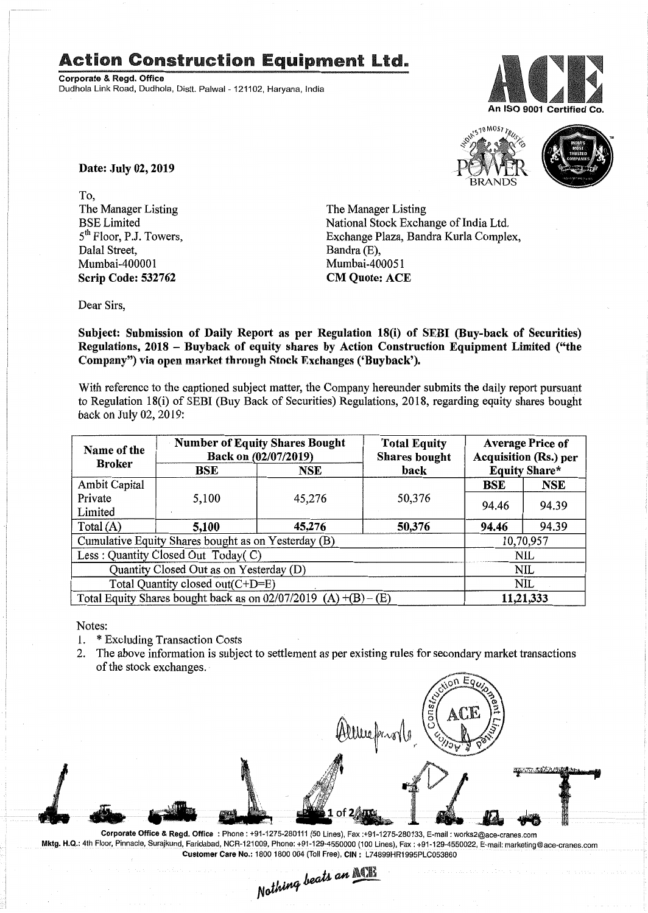# Action Construction Equipment Ltd.

**Corporate & Regd. Office**
Dudhola Link Road, Dudhola, Distt. Palwal - 121102, Haryana, India

An ISO 9001 Certified Co.

**Date: July 02, 2019**

To,
The Manager Listing
BSE Limited
5th Floor, P.J. Towers,
Dalal Street,
Mumbai-400001
**Scrip Code: 532762**

The Manager Listing
National Stock Exchange of India Ltd.
Exchange Plaza, Bandra Kurla Complex,
Bandra (E),
Mumbai-400051
**CM Quote: ACE**

Dear Sirs,

**Subject: Submission of Daily Report as per Regulation 18(i) of SEBI (Buy-back of Securities) Regulations, 2018 – Buyback of equity shares by Action Construction Equipment Limited ("the Company") via open market through Stock Exchanges ('Buyback').**

With reference to the captioned subject matter, the Company hereunder submits the daily report pursuant to Regulation 18(i) of SEBI (Buy Back of Securities) Regulations, 2018, regarding equity shares bought back on July 02, 2019:

| Name of the Broker | Number of Equity Shares Bought Back on (02/07/2019) | | Total Equity Shares bought back | Average Price of Acquisition (Rs.) per Equity Share* | |
|---|---|---|---|---|---|
| | BSE | NSE | | BSE | NSE |
| Ambit Capital Private Limited | 5,100 | 45,276 | 50,376 | 94.46 | 94.39 |
| Total (A) | **5,100** | **45,276** | **50,376** | **94.46** | 94.39 |
| Cumulative Equity Shares bought as on Yesterday (B) | | | | 10,70,957 | |
| Less : Quantity Closed Out Today( C) | | | | NIL | |
| Quantity Closed Out as on Yesterday (D) | | | | NIL | |
| Total Quantity closed out(C+D=E) | | | | NIL | |
| Total Equity Shares bought back as on 02/07/2019 (A) +(B) – (E) | | | | **11,21,333** | |

Notes:
1. * Excluding Transaction Costs
2. The above information is subject to settlement as per existing rules for secondary market transactions of the stock exchanges.

**Corporate Office & Regd. Office** : Phone : +91-1275-280111 (50 Lines), Fax :+91-1275-280133, E-mail : works2@ace-cranes.com
**Mktg. H.Q.**: 4th Floor, Pinnacle, Surajkund, Faridabad, NCR-121009, Phone: +91-129-4550000 (100 Lines), Fax : +91-129-4550022, E-mail: marketing@ace-cranes.com
**Customer Care No.**: 1800 1800 004 (Toll Free), **CIN** : L74899HR1995PLC053860

*Nothing beats an ACE*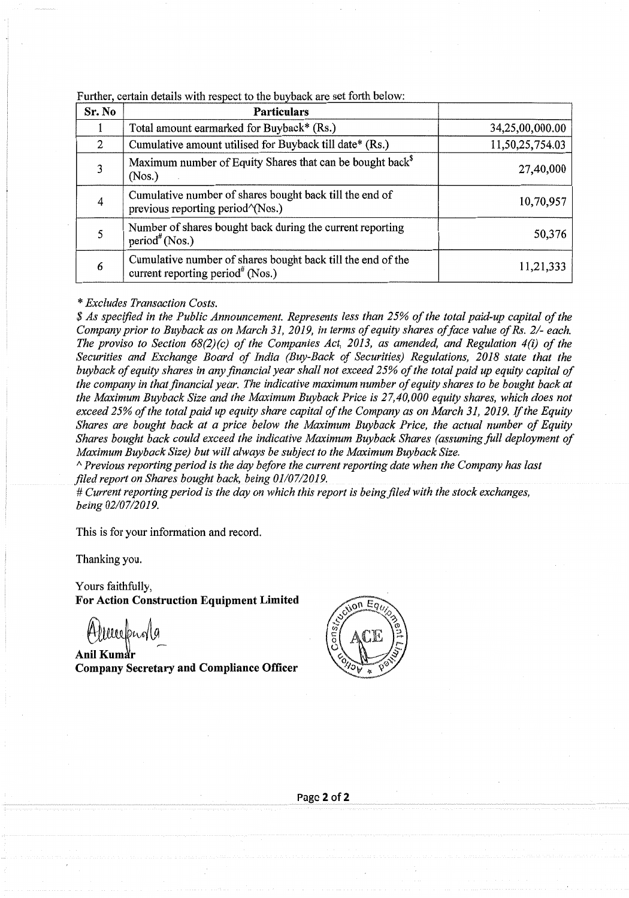Further, certain details with respect to the buyback are set forth below:

| Sr. No | Particulars | |
|---|---|---|
| 1 | Total amount earmarked for Buyback* (Rs.) | 34,25,00,000.00 |
| 2 | Cumulative amount utilised for Buyback till date* (Rs.) | 11,50,25,754.03 |
| 3 | Maximum number of Equity Shares that can be bought back$ (Nos.) | 27,40,000 |
| 4 | Cumulative number of shares bought back till the end of previous reporting period^(Nos.) | 10,70,957 |
| 5 | Number of shares bought back during the current reporting period# (Nos.) | 50,376 |
| 6 | Cumulative number of shares bought back till the end of the current reporting period# (Nos.) | 11,21,333 |

*\* Excludes Transaction Costs.*

*$ As specified in the Public Announcement. Represents less than 25% of the total paid-up capital of the Company prior to Buyback as on March 31, 2019, in terms of equity shares of face value of Rs. 2/- each. The proviso to Section 68(2)(c) of the Companies Act, 2013, as amended, and Regulation 4(i) of the Securities and Exchange Board of India (Buy-Back of Securities) Regulations, 2018 state that the buyback of equity shares in any financial year shall not exceed 25% of the total paid up equity capital of the company in that financial year. The indicative maximum number of equity shares to be bought back at the Maximum Buyback Size and the Maximum Buyback Price is 27,40,000 equity shares, which does not exceed 25% of the total paid up equity share capital of the Company as on March 31, 2019. If the Equity Shares are bought back at a price below the Maximum Buyback Price, the actual number of Equity Shares bought back could exceed the indicative Maximum Buyback Shares (assuming full deployment of Maximum Buyback Size) but will always be subject to the Maximum Buyback Size.*

*^ Previous reporting period is the day before the current reporting date when the Company has last filed report on Shares bought back, being 01/07/2019.*

*# Current reporting period is the day on which this report is being filed with the stock exchanges, being 02/07/2019.*

This is for your information and record.

Thanking you.

Yours faithfully,

**For Action Construction Equipment Limited**

**Anil Kumar**

**Company Secretary and Compliance Officer**